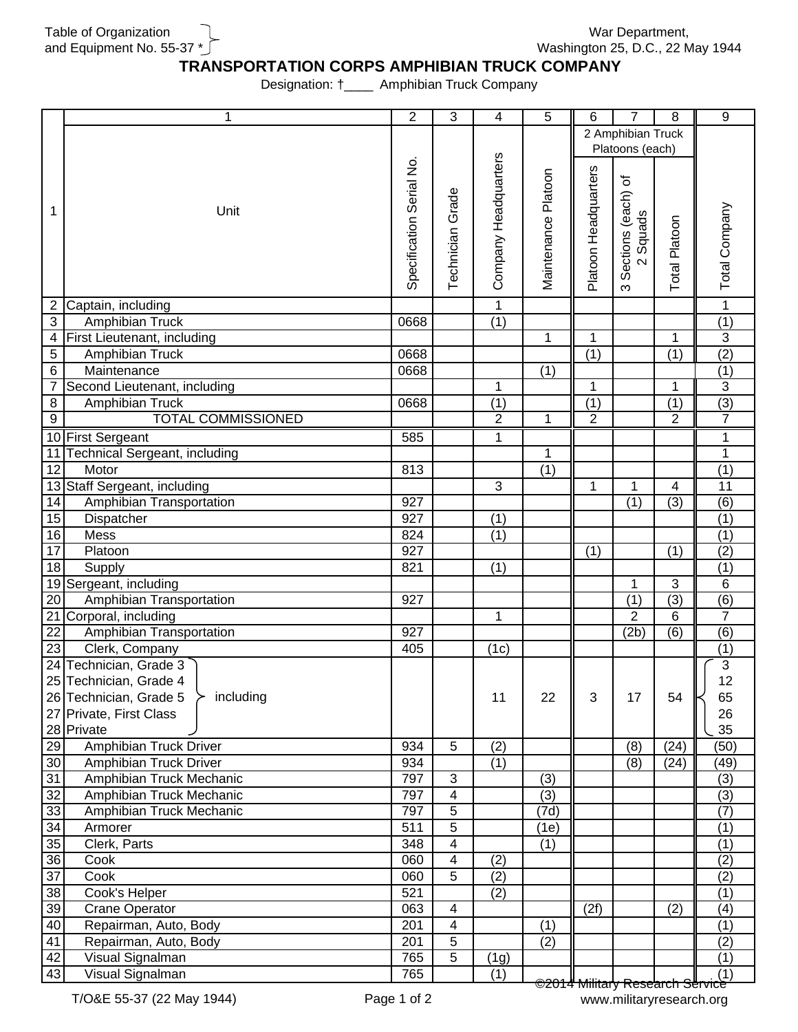Table of Organization and Equipment No. 55-37 *

War Department, Washington 25, D.C., 22 May 1944

# TRANSPORTATION CORPS AMPHIBIAN TRUCK COMPANY

Designation: †____ Amphibian Truck Company

| 1 | 1 | 2 | 3 | 4 | 5 | 6 | 7 | 8 | 9 |
|---|---|---|---|---|---|---|---|---|---|
| | | | | | | 2 Amphibian Truck Platoons (each) | | | |
| 1 | Unit | Specification Serial No. | Technician Grade | Company Headquarters | Maintenance Platoon | Platoon Headquarters | 3 Sections (each) of 2 Squads | Total Platoon | Total Company |
| 2 | Captain, including | | | 1 | | | | | 1 |
| 3 | Amphibian Truck | 0668 | | (1) | | | | | (1) |
| 4 | First Lieutenant, including | | | | 1 | 1 | | 1 | 3 |
| 5 | Amphibian Truck | 0668 | | | | (1) | | (1) | (2) |
| 6 | Maintenance | 0668 | | | (1) | | | | (1) |
| 7 | Second Lieutenant, including | | | 1 | | 1 | | 1 | 3 |
| 8 | Amphibian Truck | 0668 | | (1) | | (1) | | (1) | (3) |
| 9 | TOTAL COMMISSIONED | | | 2 | 1 | 2 | | 2 | 7 |
| 10 | First Sergeant | 585 | | 1 | | | | | 1 |
| 11 | Technical Sergeant, including | | | | 1 | | | | 1 |
| 12 | Motor | 813 | | | (1) | | | | (1) |
| 13 | Staff Sergeant, including | | | 3 | | 1 | 1 | 4 | 11 |
| 14 | Amphibian Transportation | 927 | | | | | (1) | (3) | (6) |
| 15 | Dispatcher | 927 | | (1) | | | | | (1) |
| 16 | Mess | 824 | | (1) | | | | | (1) |
| 17 | Platoon | 927 | | | | (1) | | (1) | (2) |
| 18 | Supply | 821 | | (1) | | | | | (1) |
| 19 | Sergeant, including | | | | | | 1 | 3 | 6 |
| 20 | Amphibian Transportation | 927 | | | | | (1) | (3) | (6) |
| 21 | Corporal, including | | | 1 | | | 2 | 6 | 7 |
| 22 | Amphibian Transportation | 927 | | | | | (2b) | (6) | (6) |
| 23 | Clerk, Company | 405 | | (1c) | | | | | (1) |
| 24 | Technician, Grade 3 (including) | | | | | | | | 3 |
| 25 | Technician, Grade 4 (including) | | | | | | | | 12 |
| 26 | Technician, Grade 5 (including) | | | 11 | 22 | 3 | 17 | 54 | 65 |
| 27 | Private, First Class (including) | | | | | | | | 26 |
| 28 | Private (including) | | | | | | | | 35 |
| 29 | Amphibian Truck Driver | 934 | 5 | (2) | | | (8) | (24) | (50) |
| 30 | Amphibian Truck Driver | 934 | | (1) | | | (8) | (24) | (49) |
| 31 | Amphibian Truck Mechanic | 797 | 3 | | (3) | | | | (3) |
| 32 | Amphibian Truck Mechanic | 797 | 4 | | (3) | | | | (3) |
| 33 | Amphibian Truck Mechanic | 797 | 5 | | (7d) | | | | (7) |
| 34 | Armorer | 511 | 5 | | (1e) | | | | (1) |
| 35 | Clerk, Parts | 348 | 4 | | (1) | | | | (1) |
| 36 | Cook | 060 | 4 | (2) | | | | | (2) |
| 37 | Cook | 060 | 5 | (2) | | | | | (2) |
| 38 | Cook's Helper | 521 | | (2) | | | | | (1) |
| 39 | Crane Operator | 063 | 4 | | | (2f) | | (2) | (4) |
| 40 | Repairman, Auto, Body | 201 | 4 | | (1) | | | | (1) |
| 41 | Repairman, Auto, Body | 201 | 5 | | (2) | | | | (2) |
| 42 | Visual Signalman | 765 | 5 | (1g) | | | | | (1) |
| 43 | Visual Signalman | 765 | | (1) | | | | | (1) |

T/O&E 55-37 (22 May 1944)

©2014 Military Research Service www.militaryresearch.org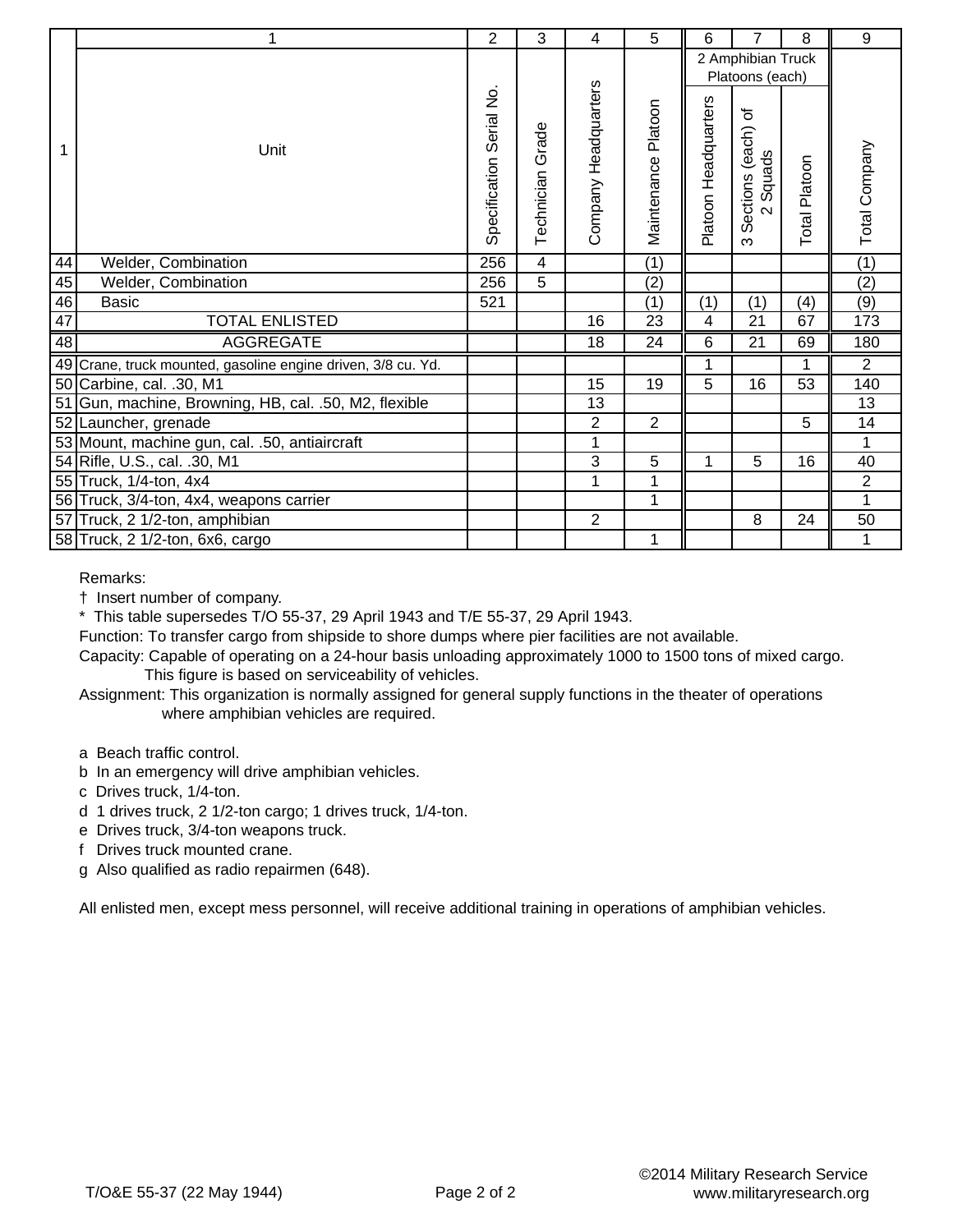| 1 | 1 | 2 | 3 | 4 | 5 | 6 | 7 | 8 | 9 |
|---|---|---|---|---|---|---|---|---|---|
| | | | | | | 2 Amphibian Truck Platoons (each) | | | |
| 1 | Unit | Specification Serial No. | Technician Grade | Company Headquarters | Maintenance Platoon | Platoon Headquarters | 3 Sections (each) of 2 Squads | Total Platoon | Total Company |
| 44 | Welder, Combination | 256 | 4 | | (1) | | | | (1) |
| 45 | Welder, Combination | 256 | 5 | | (2) | | | | (2) |
| 46 | Basic | 521 | | | (1) | (1) | (1) | (4) | (9) |
| 47 | TOTAL ENLISTED | | | 16 | 23 | 4 | 21 | 67 | 173 |
| 48 | AGGREGATE | | | 18 | 24 | 6 | 21 | 69 | 180 |
| 49 | Crane, truck mounted, gasoline engine driven, 3/8 cu. Yd. | | | | | 1 | | 1 | 2 |
| 50 | Carbine, cal. .30, M1 | | | 15 | 19 | 5 | 16 | 53 | 140 |
| 51 | Gun, machine, Browning, HB, cal. .50, M2, flexible | | | 13 | | | | | 13 |
| 52 | Launcher, grenade | | | 2 | 2 | | | 5 | 14 |
| 53 | Mount, machine gun, cal. .50, antiaircraft | | | 1 | | | | | 1 |
| 54 | Rifle, U.S., cal. .30, M1 | | | 3 | 5 | 1 | 5 | 16 | 40 |
| 55 | Truck, 1/4-ton, 4x4 | | | 1 | 1 | | | | 2 |
| 56 | Truck, 3/4-ton, 4x4, weapons carrier | | | | 1 | | | | 1 |
| 57 | Truck, 2 1/2-ton, amphibian | | | 2 | | | 8 | 24 | 50 |
| 58 | Truck, 2 1/2-ton, 6x6, cargo | | | | 1 | | | | 1 |

Remarks:

† Insert number of company.

* This table supersedes T/O 55-37, 29 April 1943 and T/E 55-37, 29 April 1943.

Function: To transfer cargo from shipside to shore dumps where pier facilities are not available.

Capacity: Capable of operating on a 24-hour basis unloading approximately 1000 to 1500 tons of mixed cargo. This figure is based on serviceability of vehicles.

Assignment: This organization is normally assigned for general supply functions in the theater of operations where amphibian vehicles are required.

a Beach traffic control.
b In an emergency will drive amphibian vehicles.
c Drives truck, 1/4-ton.
d 1 drives truck, 2 1/2-ton cargo; 1 drives truck, 1/4-ton.
e Drives truck, 3/4-ton weapons truck.
f Drives truck mounted crane.
g Also qualified as radio repairmen (648).

All enlisted men, except mess personnel, will receive additional training in operations of amphibian vehicles.

©2014 Military Research Service
www.militaryresearch.org

T/O&E 55-37 (22 May 1944)